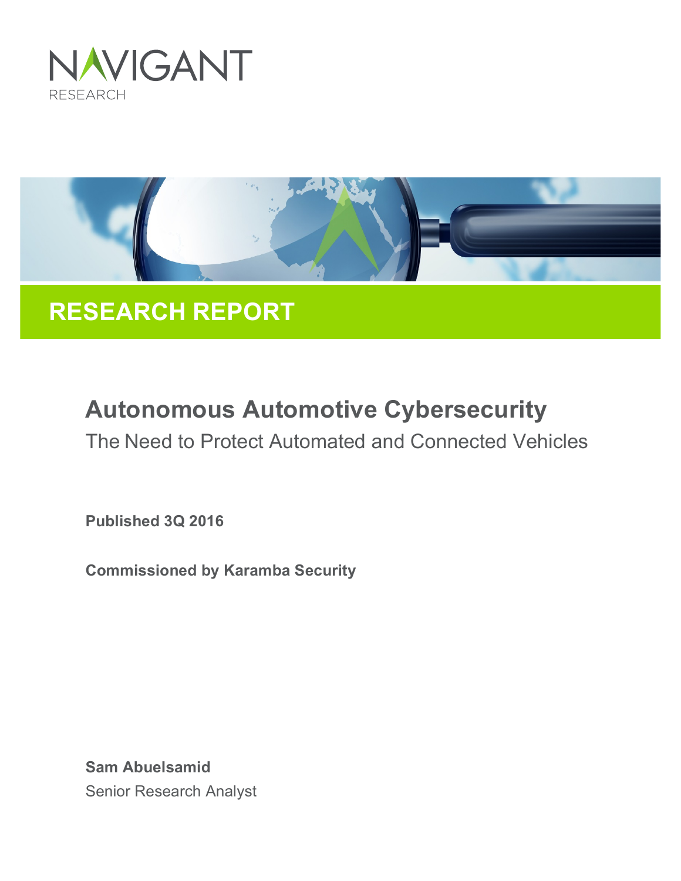NAVIGANT RESEARCH

# RESEARCH REPORT

## Autonomous Automotive Cybersecurity

The Need to Protect Automated and Connected Vehicles

**Published 3Q 2016**

**Commissioned by Karamba Security**

**Sam Abuelsamid**
Senior Research Analyst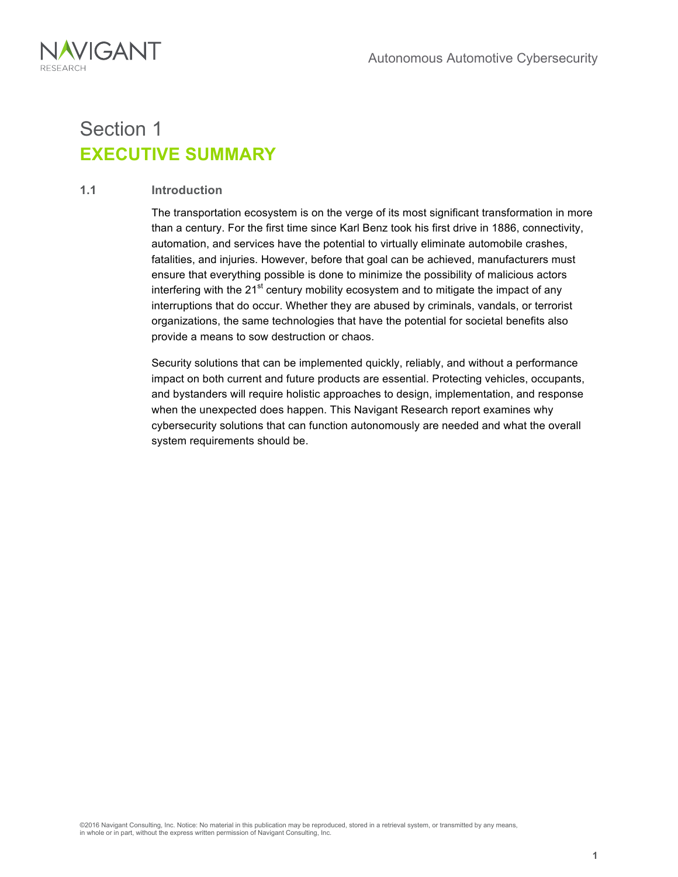# Section 1
# EXECUTIVE SUMMARY

## 1.1 Introduction

The transportation ecosystem is on the verge of its most significant transformation in more than a century. For the first time since Karl Benz took his first drive in 1886, connectivity, automation, and services have the potential to virtually eliminate automobile crashes, fatalities, and injuries. However, before that goal can be achieved, manufacturers must ensure that everything possible is done to minimize the possibility of malicious actors interfering with the 21st century mobility ecosystem and to mitigate the impact of any interruptions that do occur. Whether they are abused by criminals, vandals, or terrorist organizations, the same technologies that have the potential for societal benefits also provide a means to sow destruction or chaos.

Security solutions that can be implemented quickly, reliably, and without a performance impact on both current and future products are essential. Protecting vehicles, occupants, and bystanders will require holistic approaches to design, implementation, and response when the unexpected does happen. This Navigant Research report examines why cybersecurity solutions that can function autonomously are needed and what the overall system requirements should be.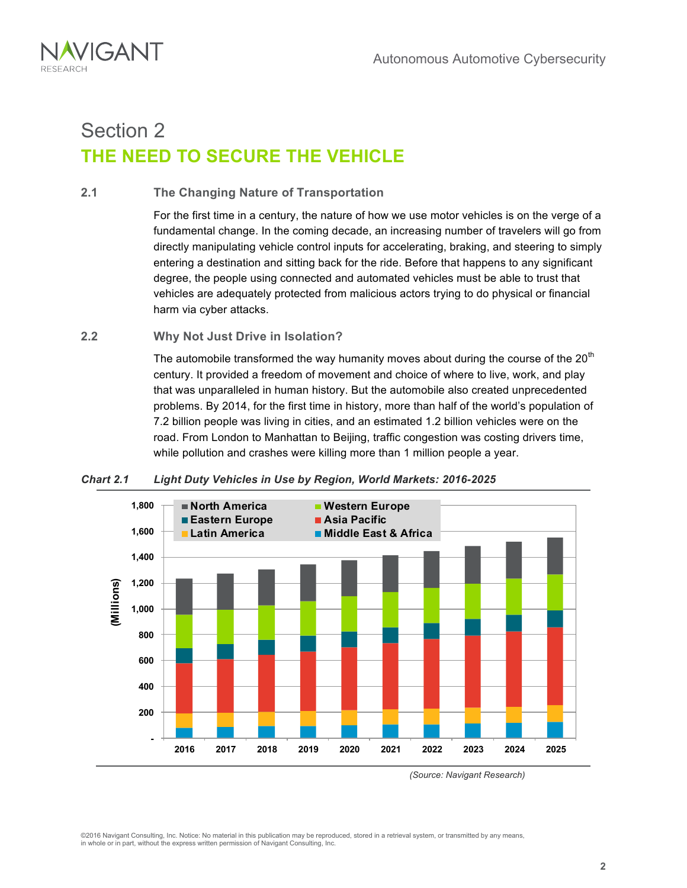# Section 2
## THE NEED TO SECURE THE VEHICLE

### 2.1 The Changing Nature of Transportation

For the first time in a century, the nature of how we use motor vehicles is on the verge of a fundamental change. In the coming decade, an increasing number of travelers will go from directly manipulating vehicle control inputs for accelerating, braking, and steering to simply entering a destination and sitting back for the ride. Before that happens to any significant degree, the people using connected and automated vehicles must be able to trust that vehicles are adequately protected from malicious actors trying to do physical or financial harm via cyber attacks.

### 2.2 Why Not Just Drive in Isolation?

The automobile transformed the way humanity moves about during the course of the 20th century. It provided a freedom of movement and choice of where to live, work, and play that was unparalleled in human history. But the automobile also created unprecedented problems. By 2014, for the first time in history, more than half of the world's population of 7.2 billion people was living in cities, and an estimated 1.2 billion vehicles were on the road. From London to Manhattan to Beijing, traffic congestion was costing drivers time, while pollution and crashes were killing more than 1 million people a year.

***Chart 2.1 Light Duty Vehicles in Use by Region, World Markets: 2016-2025***

*(Source: Navigant Research)*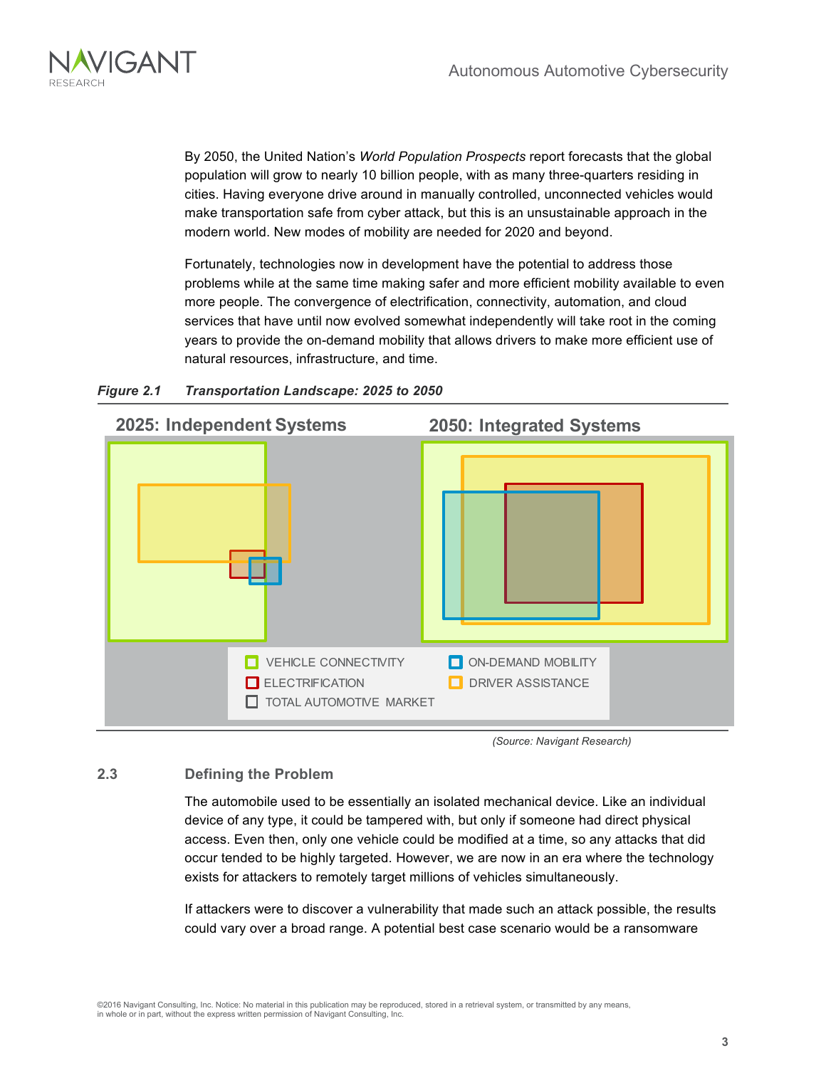By 2050, the United Nation's *World Population Prospects* report forecasts that the global population will grow to nearly 10 billion people, with as many three-quarters residing in cities. Having everyone drive around in manually controlled, unconnected vehicles would make transportation safe from cyber attack, but this is an unsustainable approach in the modern world. New modes of mobility are needed for 2020 and beyond.

Fortunately, technologies now in development have the potential to address those problems while at the same time making safer and more efficient mobility available to even more people. The convergence of electrification, connectivity, automation, and cloud services that have until now evolved somewhat independently will take root in the coming years to provide the on-demand mobility that allows drivers to make more efficient use of natural resources, infrastructure, and time.

***Figure 2.1 Transportation Landscape: 2025 to 2050***

2025: Independent Systems

2050: Integrated Systems

VEHICLE CONNECTIVITY · ON-DEMAND MOBILITY · ELECTRIFICATION · DRIVER ASSISTANCE · TOTAL AUTOMOTIVE MARKET

*(Source: Navigant Research)*

## 2.3 Defining the Problem

The automobile used to be essentially an isolated mechanical device. Like an individual device of any type, it could be tampered with, but only if someone had direct physical access. Even then, only one vehicle could be modified at a time, so any attacks that did occur tended to be highly targeted. However, we are now in an era where the technology exists for attackers to remotely target millions of vehicles simultaneously.

If attackers were to discover a vulnerability that made such an attack possible, the results could vary over a broad range. A potential best case scenario would be a ransomware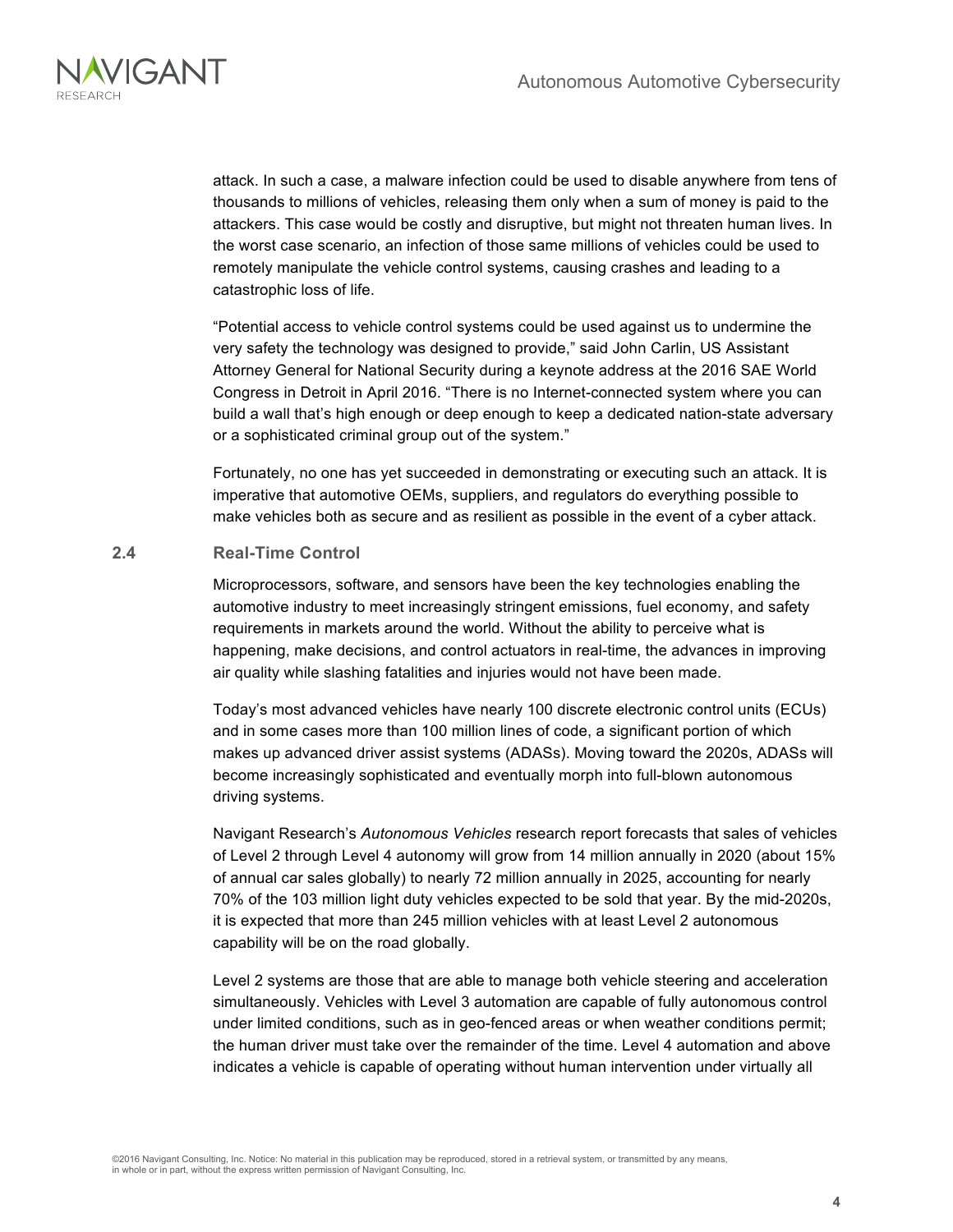attack. In such a case, a malware infection could be used to disable anywhere from tens of thousands to millions of vehicles, releasing them only when a sum of money is paid to the attackers. This case would be costly and disruptive, but might not threaten human lives. In the worst case scenario, an infection of those same millions of vehicles could be used to remotely manipulate the vehicle control systems, causing crashes and leading to a catastrophic loss of life.

"Potential access to vehicle control systems could be used against us to undermine the very safety the technology was designed to provide," said John Carlin, US Assistant Attorney General for National Security during a keynote address at the 2016 SAE World Congress in Detroit in April 2016. "There is no Internet-connected system where you can build a wall that's high enough or deep enough to keep a dedicated nation-state adversary or a sophisticated criminal group out of the system."

Fortunately, no one has yet succeeded in demonstrating or executing such an attack. It is imperative that automotive OEMs, suppliers, and regulators do everything possible to make vehicles both as secure and as resilient as possible in the event of a cyber attack.

### 2.4 Real-Time Control

Microprocessors, software, and sensors have been the key technologies enabling the automotive industry to meet increasingly stringent emissions, fuel economy, and safety requirements in markets around the world. Without the ability to perceive what is happening, make decisions, and control actuators in real-time, the advances in improving air quality while slashing fatalities and injuries would not have been made.

Today's most advanced vehicles have nearly 100 discrete electronic control units (ECUs) and in some cases more than 100 million lines of code, a significant portion of which makes up advanced driver assist systems (ADASs). Moving toward the 2020s, ADASs will become increasingly sophisticated and eventually morph into full-blown autonomous driving systems.

Navigant Research's *Autonomous Vehicles* research report forecasts that sales of vehicles of Level 2 through Level 4 autonomy will grow from 14 million annually in 2020 (about 15% of annual car sales globally) to nearly 72 million annually in 2025, accounting for nearly 70% of the 103 million light duty vehicles expected to be sold that year. By the mid-2020s, it is expected that more than 245 million vehicles with at least Level 2 autonomous capability will be on the road globally.

Level 2 systems are those that are able to manage both vehicle steering and acceleration simultaneously. Vehicles with Level 3 automation are capable of fully autonomous control under limited conditions, such as in geo-fenced areas or when weather conditions permit; the human driver must take over the remainder of the time. Level 4 automation and above indicates a vehicle is capable of operating without human intervention under virtually all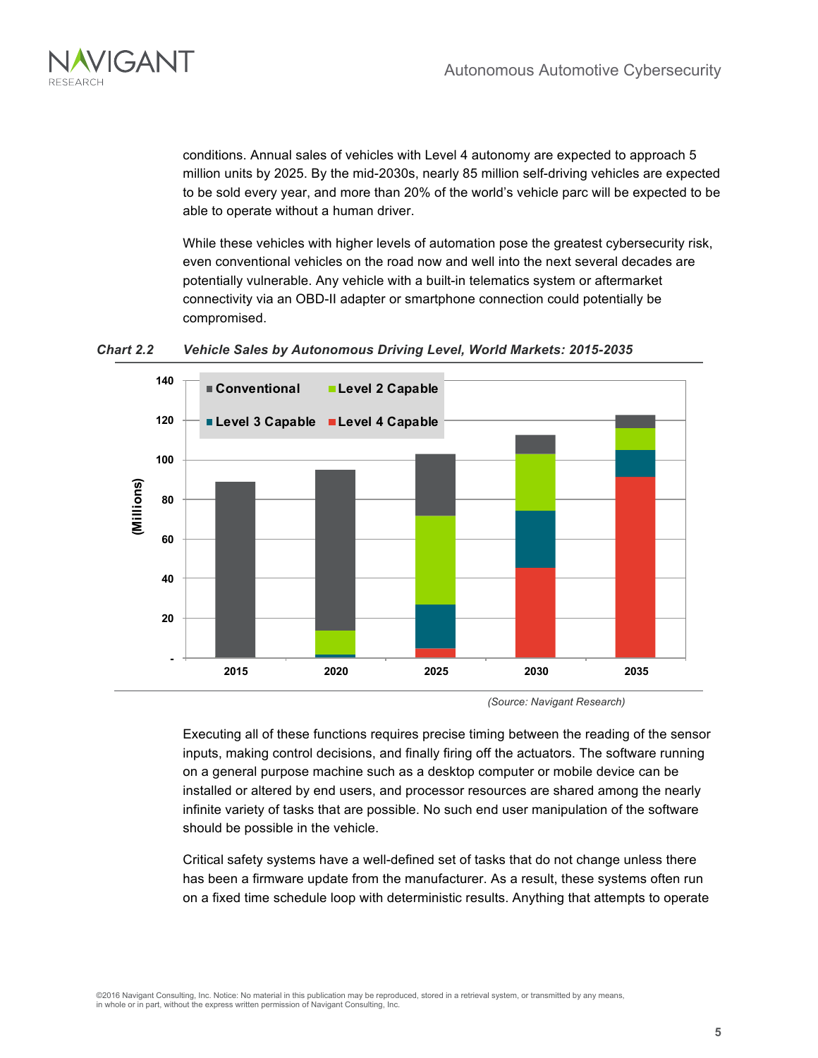conditions. Annual sales of vehicles with Level 4 autonomy are expected to approach 5 million units by 2025. By the mid-2030s, nearly 85 million self-driving vehicles are expected to be sold every year, and more than 20% of the world's vehicle parc will be expected to be able to operate without a human driver.

While these vehicles with higher levels of automation pose the greatest cybersecurity risk, even conventional vehicles on the road now and well into the next several decades are potentially vulnerable. Any vehicle with a built-in telematics system or aftermarket connectivity via an OBD-II adapter or smartphone connection could potentially be compromised.

***Chart 2.2 Vehicle Sales by Autonomous Driving Level, World Markets: 2015-2035***

*(Source: Navigant Research)*

Executing all of these functions requires precise timing between the reading of the sensor inputs, making control decisions, and finally firing off the actuators. The software running on a general purpose machine such as a desktop computer or mobile device can be installed or altered by end users, and processor resources are shared among the nearly infinite variety of tasks that are possible. No such end user manipulation of the software should be possible in the vehicle.

Critical safety systems have a well-defined set of tasks that do not change unless there has been a firmware update from the manufacturer. As a result, these systems often run on a fixed time schedule loop with deterministic results. Anything that attempts to operate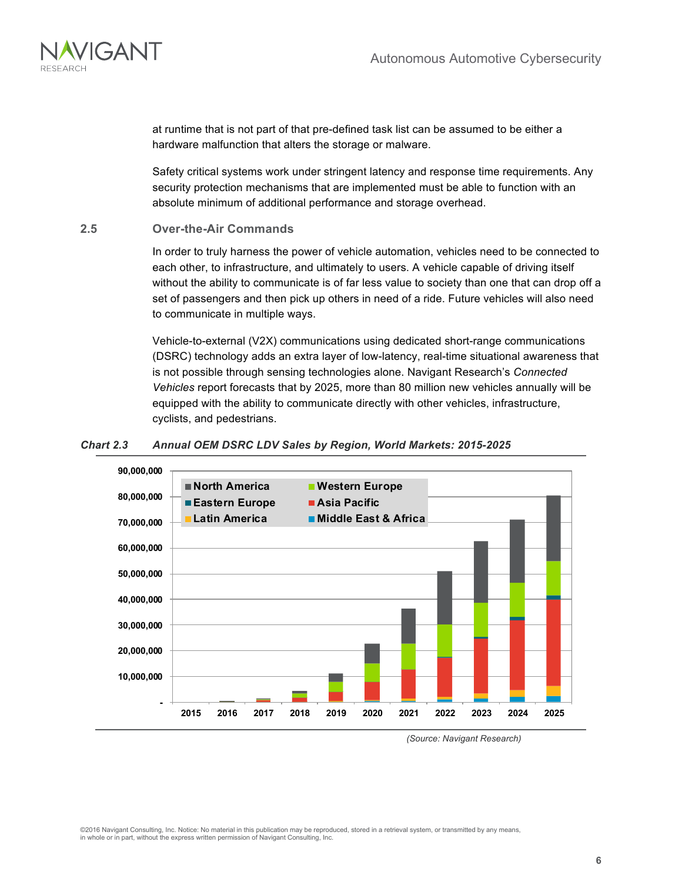at runtime that is not part of that pre-defined task list can be assumed to be either a hardware malfunction that alters the storage or malware.

Safety critical systems work under stringent latency and response time requirements. Any security protection mechanisms that are implemented must be able to function with an absolute minimum of additional performance and storage overhead.

## 2.5 Over-the-Air Commands

In order to truly harness the power of vehicle automation, vehicles need to be connected to each other, to infrastructure, and ultimately to users. A vehicle capable of driving itself without the ability to communicate is of far less value to society than one that can drop off a set of passengers and then pick up others in need of a ride. Future vehicles will also need to communicate in multiple ways.

Vehicle-to-external (V2X) communications using dedicated short-range communications (DSRC) technology adds an extra layer of low-latency, real-time situational awareness that is not possible through sensing technologies alone. Navigant Research's *Connected Vehicles* report forecasts that by 2025, more than 80 million new vehicles annually will be equipped with the ability to communicate directly with other vehicles, infrastructure, cyclists, and pedestrians.

***Chart 2.3 Annual OEM DSRC LDV Sales by Region, World Markets: 2015-2025***

*(Source: Navigant Research)*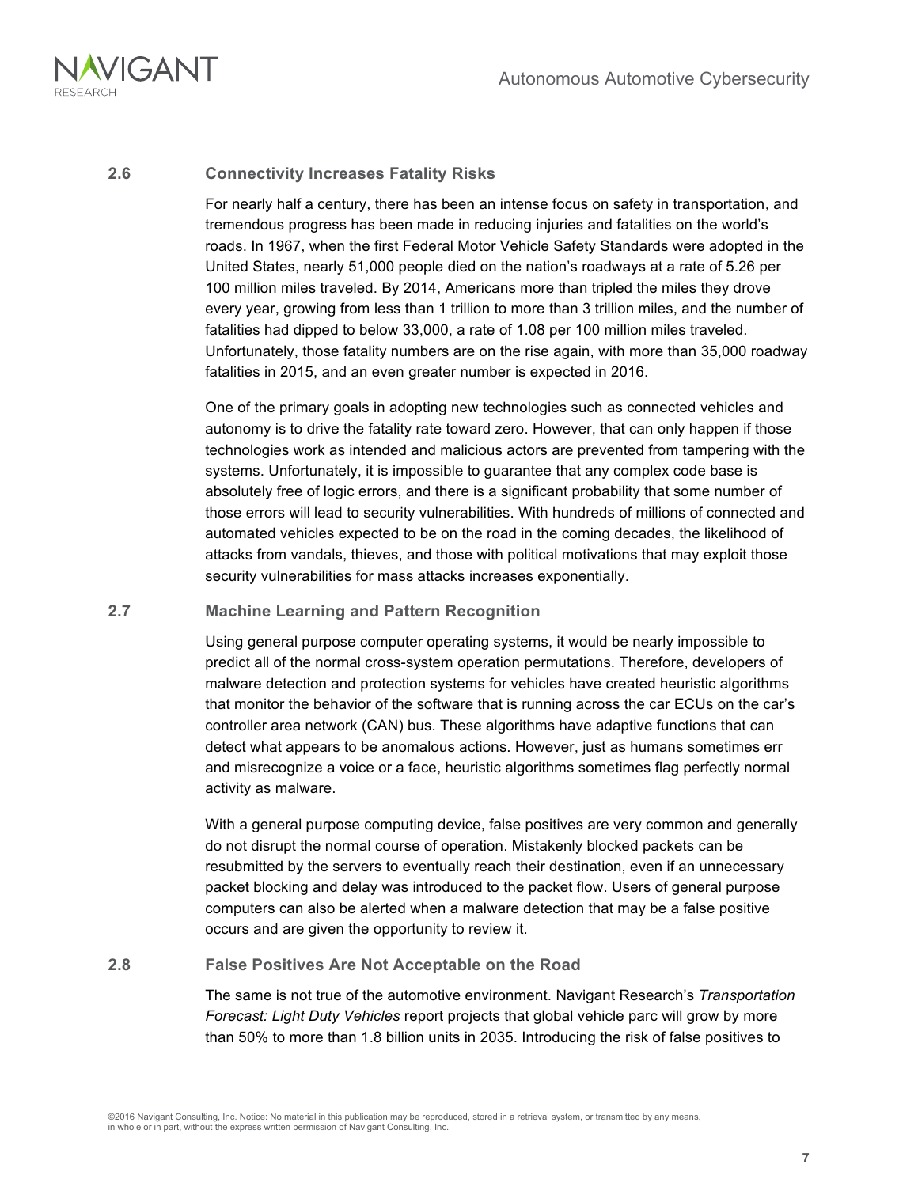## 2.6 Connectivity Increases Fatality Risks

For nearly half a century, there has been an intense focus on safety in transportation, and tremendous progress has been made in reducing injuries and fatalities on the world's roads. In 1967, when the first Federal Motor Vehicle Safety Standards were adopted in the United States, nearly 51,000 people died on the nation's roadways at a rate of 5.26 per 100 million miles traveled. By 2014, Americans more than tripled the miles they drove every year, growing from less than 1 trillion to more than 3 trillion miles, and the number of fatalities had dipped to below 33,000, a rate of 1.08 per 100 million miles traveled. Unfortunately, those fatality numbers are on the rise again, with more than 35,000 roadway fatalities in 2015, and an even greater number is expected in 2016.

One of the primary goals in adopting new technologies such as connected vehicles and autonomy is to drive the fatality rate toward zero. However, that can only happen if those technologies work as intended and malicious actors are prevented from tampering with the systems. Unfortunately, it is impossible to guarantee that any complex code base is absolutely free of logic errors, and there is a significant probability that some number of those errors will lead to security vulnerabilities. With hundreds of millions of connected and automated vehicles expected to be on the road in the coming decades, the likelihood of attacks from vandals, thieves, and those with political motivations that may exploit those security vulnerabilities for mass attacks increases exponentially.

## 2.7 Machine Learning and Pattern Recognition

Using general purpose computer operating systems, it would be nearly impossible to predict all of the normal cross-system operation permutations. Therefore, developers of malware detection and protection systems for vehicles have created heuristic algorithms that monitor the behavior of the software that is running across the car ECUs on the car's controller area network (CAN) bus. These algorithms have adaptive functions that can detect what appears to be anomalous actions. However, just as humans sometimes err and misrecognize a voice or a face, heuristic algorithms sometimes flag perfectly normal activity as malware.

With a general purpose computing device, false positives are very common and generally do not disrupt the normal course of operation. Mistakenly blocked packets can be resubmitted by the servers to eventually reach their destination, even if an unnecessary packet blocking and delay was introduced to the packet flow. Users of general purpose computers can also be alerted when a malware detection that may be a false positive occurs and are given the opportunity to review it.

## 2.8 False Positives Are Not Acceptable on the Road

The same is not true of the automotive environment. Navigant Research's *Transportation Forecast: Light Duty Vehicles* report projects that global vehicle parc will grow by more than 50% to more than 1.8 billion units in 2035. Introducing the risk of false positives to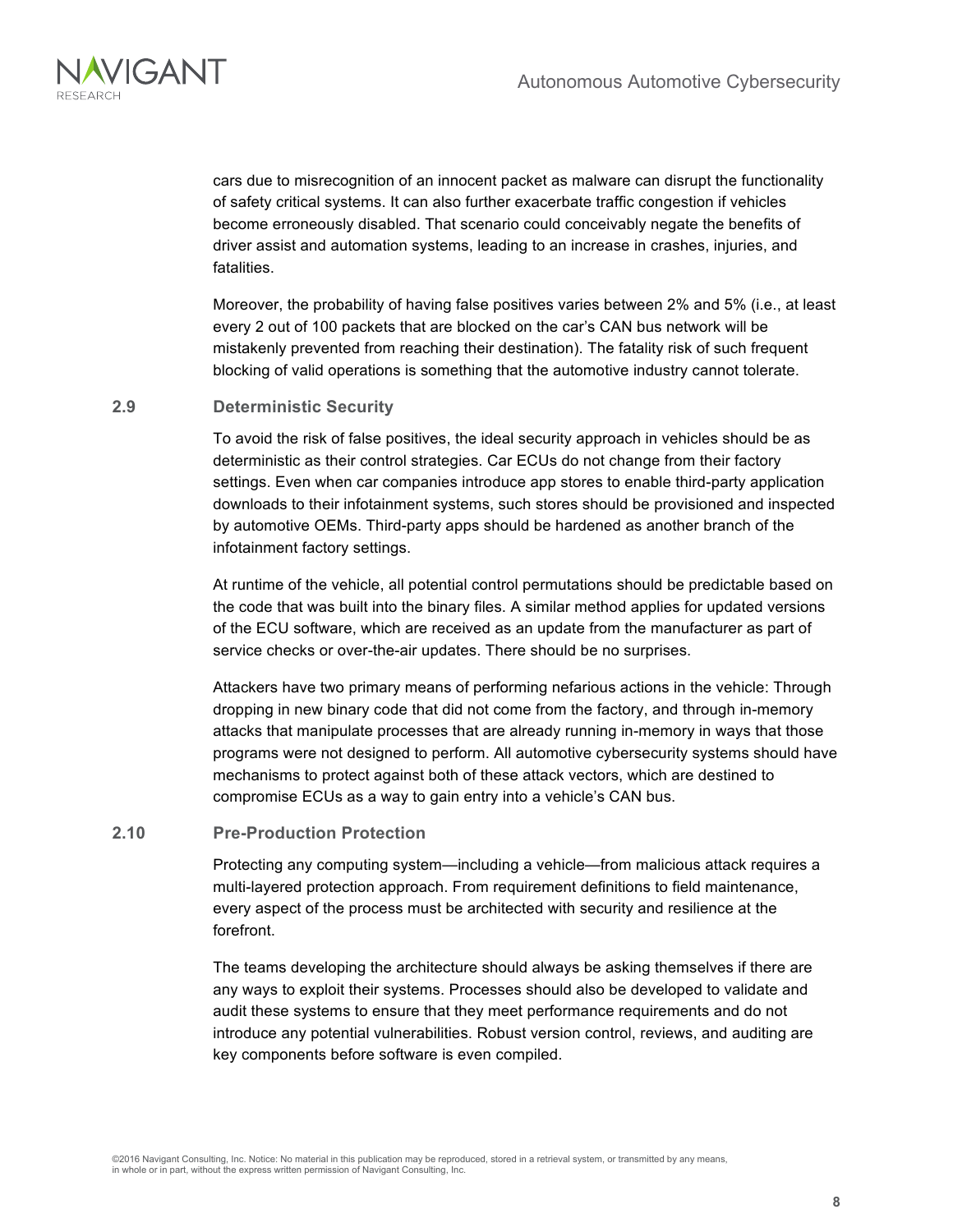cars due to misrecognition of an innocent packet as malware can disrupt the functionality of safety critical systems. It can also further exacerbate traffic congestion if vehicles become erroneously disabled. That scenario could conceivably negate the benefits of driver assist and automation systems, leading to an increase in crashes, injuries, and fatalities.

Moreover, the probability of having false positives varies between 2% and 5% (i.e., at least every 2 out of 100 packets that are blocked on the car's CAN bus network will be mistakenly prevented from reaching their destination). The fatality risk of such frequent blocking of valid operations is something that the automotive industry cannot tolerate.

### 2.9 Deterministic Security

To avoid the risk of false positives, the ideal security approach in vehicles should be as deterministic as their control strategies. Car ECUs do not change from their factory settings. Even when car companies introduce app stores to enable third-party application downloads to their infotainment systems, such stores should be provisioned and inspected by automotive OEMs. Third-party apps should be hardened as another branch of the infotainment factory settings.

At runtime of the vehicle, all potential control permutations should be predictable based on the code that was built into the binary files. A similar method applies for updated versions of the ECU software, which are received as an update from the manufacturer as part of service checks or over-the-air updates. There should be no surprises.

Attackers have two primary means of performing nefarious actions in the vehicle: Through dropping in new binary code that did not come from the factory, and through in-memory attacks that manipulate processes that are already running in-memory in ways that those programs were not designed to perform. All automotive cybersecurity systems should have mechanisms to protect against both of these attack vectors, which are destined to compromise ECUs as a way to gain entry into a vehicle's CAN bus.

### 2.10 Pre-Production Protection

Protecting any computing system—including a vehicle—from malicious attack requires a multi-layered protection approach. From requirement definitions to field maintenance, every aspect of the process must be architected with security and resilience at the forefront.

The teams developing the architecture should always be asking themselves if there are any ways to exploit their systems. Processes should also be developed to validate and audit these systems to ensure that they meet performance requirements and do not introduce any potential vulnerabilities. Robust version control, reviews, and auditing are key components before software is even compiled.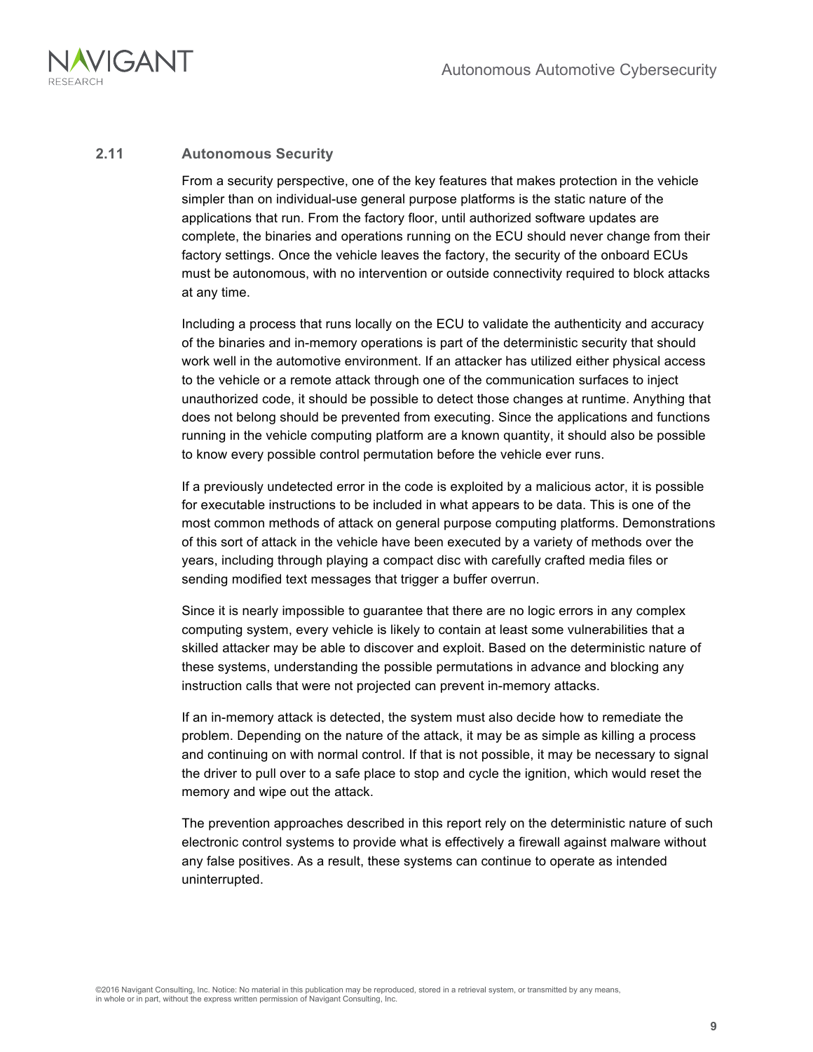## 2.11 Autonomous Security

From a security perspective, one of the key features that makes protection in the vehicle simpler than on individual-use general purpose platforms is the static nature of the applications that run. From the factory floor, until authorized software updates are complete, the binaries and operations running on the ECU should never change from their factory settings. Once the vehicle leaves the factory, the security of the onboard ECUs must be autonomous, with no intervention or outside connectivity required to block attacks at any time.

Including a process that runs locally on the ECU to validate the authenticity and accuracy of the binaries and in-memory operations is part of the deterministic security that should work well in the automotive environment. If an attacker has utilized either physical access to the vehicle or a remote attack through one of the communication surfaces to inject unauthorized code, it should be possible to detect those changes at runtime. Anything that does not belong should be prevented from executing. Since the applications and functions running in the vehicle computing platform are a known quantity, it should also be possible to know every possible control permutation before the vehicle ever runs.

If a previously undetected error in the code is exploited by a malicious actor, it is possible for executable instructions to be included in what appears to be data. This is one of the most common methods of attack on general purpose computing platforms. Demonstrations of this sort of attack in the vehicle have been executed by a variety of methods over the years, including through playing a compact disc with carefully crafted media files or sending modified text messages that trigger a buffer overrun.

Since it is nearly impossible to guarantee that there are no logic errors in any complex computing system, every vehicle is likely to contain at least some vulnerabilities that a skilled attacker may be able to discover and exploit. Based on the deterministic nature of these systems, understanding the possible permutations in advance and blocking any instruction calls that were not projected can prevent in-memory attacks.

If an in-memory attack is detected, the system must also decide how to remediate the problem. Depending on the nature of the attack, it may be as simple as killing a process and continuing on with normal control. If that is not possible, it may be necessary to signal the driver to pull over to a safe place to stop and cycle the ignition, which would reset the memory and wipe out the attack.

The prevention approaches described in this report rely on the deterministic nature of such electronic control systems to provide what is effectively a firewall against malware without any false positives. As a result, these systems can continue to operate as intended uninterrupted.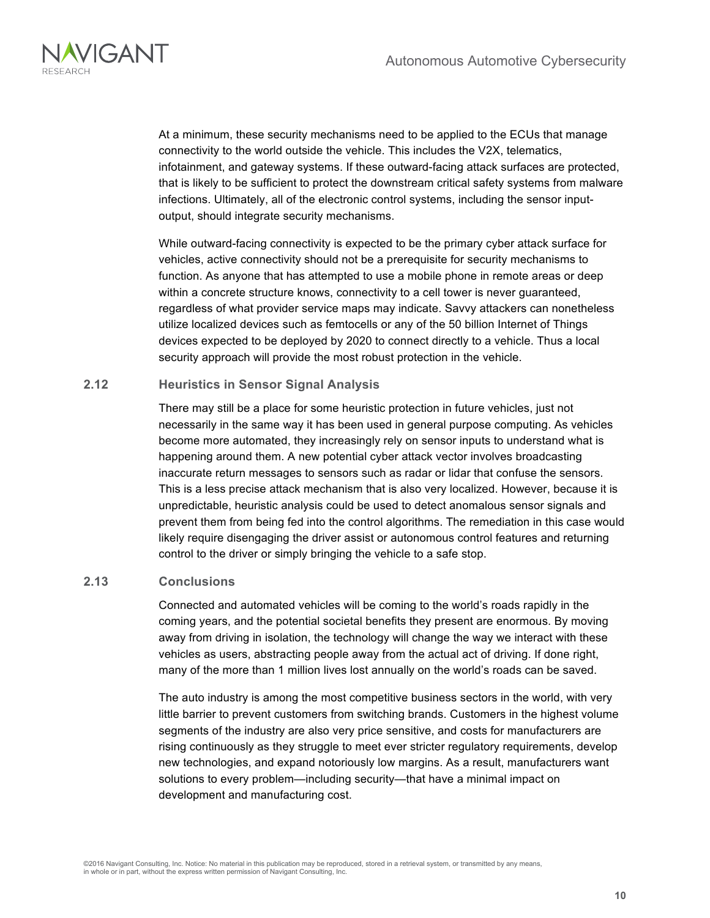At a minimum, these security mechanisms need to be applied to the ECUs that manage connectivity to the world outside the vehicle. This includes the V2X, telematics, infotainment, and gateway systems. If these outward-facing attack surfaces are protected, that is likely to be sufficient to protect the downstream critical safety systems from malware infections. Ultimately, all of the electronic control systems, including the sensor input-output, should integrate security mechanisms.

While outward-facing connectivity is expected to be the primary cyber attack surface for vehicles, active connectivity should not be a prerequisite for security mechanisms to function. As anyone that has attempted to use a mobile phone in remote areas or deep within a concrete structure knows, connectivity to a cell tower is never guaranteed, regardless of what provider service maps may indicate. Savvy attackers can nonetheless utilize localized devices such as femtocells or any of the 50 billion Internet of Things devices expected to be deployed by 2020 to connect directly to a vehicle. Thus a local security approach will provide the most robust protection in the vehicle.

## 2.12 Heuristics in Sensor Signal Analysis

There may still be a place for some heuristic protection in future vehicles, just not necessarily in the same way it has been used in general purpose computing. As vehicles become more automated, they increasingly rely on sensor inputs to understand what is happening around them. A new potential cyber attack vector involves broadcasting inaccurate return messages to sensors such as radar or lidar that confuse the sensors. This is a less precise attack mechanism that is also very localized. However, because it is unpredictable, heuristic analysis could be used to detect anomalous sensor signals and prevent them from being fed into the control algorithms. The remediation in this case would likely require disengaging the driver assist or autonomous control features and returning control to the driver or simply bringing the vehicle to a safe stop.

## 2.13 Conclusions

Connected and automated vehicles will be coming to the world's roads rapidly in the coming years, and the potential societal benefits they present are enormous. By moving away from driving in isolation, the technology will change the way we interact with these vehicles as users, abstracting people away from the actual act of driving. If done right, many of the more than 1 million lives lost annually on the world's roads can be saved.

The auto industry is among the most competitive business sectors in the world, with very little barrier to prevent customers from switching brands. Customers in the highest volume segments of the industry are also very price sensitive, and costs for manufacturers are rising continuously as they struggle to meet ever stricter regulatory requirements, develop new technologies, and expand notoriously low margins. As a result, manufacturers want solutions to every problem—including security—that have a minimal impact on development and manufacturing cost.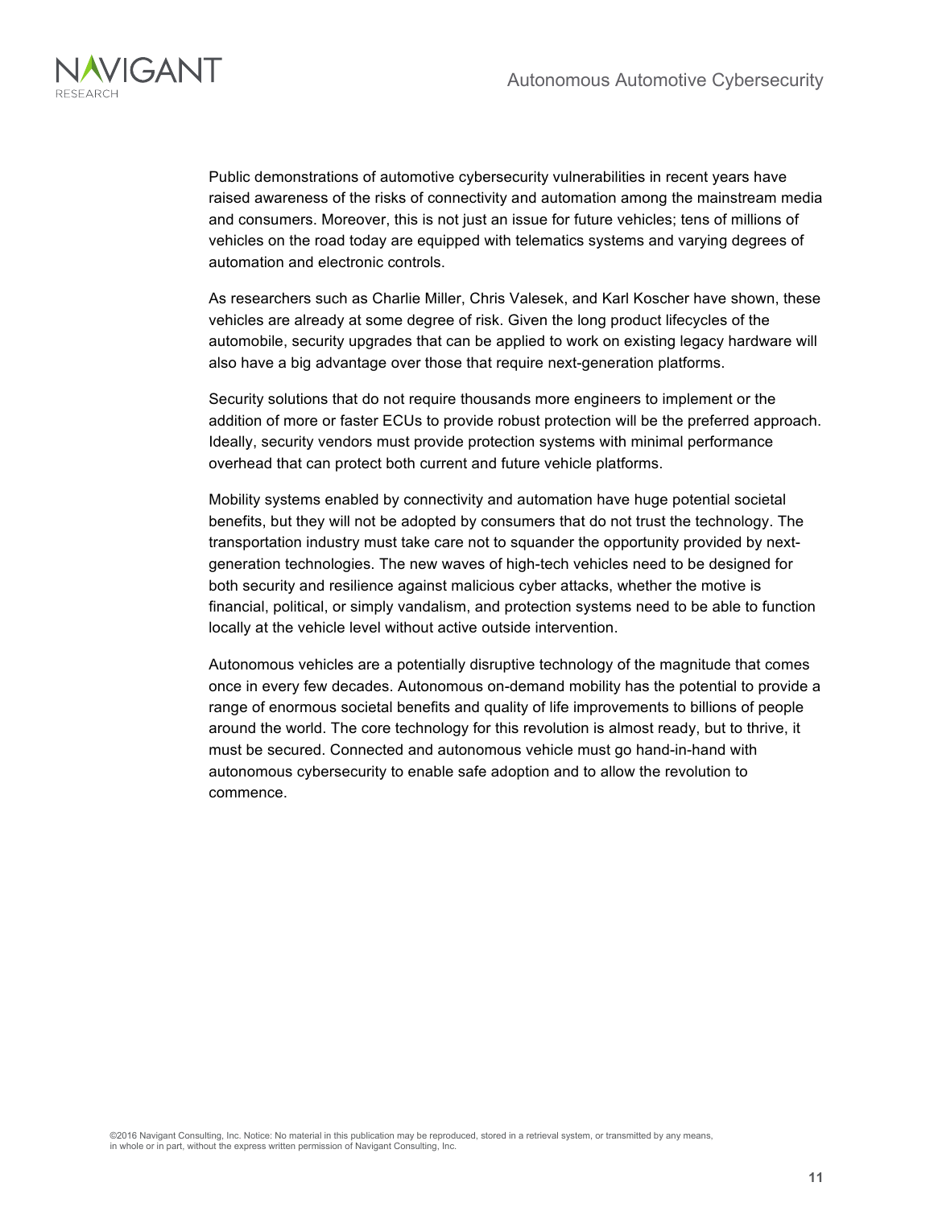Public demonstrations of automotive cybersecurity vulnerabilities in recent years have raised awareness of the risks of connectivity and automation among the mainstream media and consumers. Moreover, this is not just an issue for future vehicles; tens of millions of vehicles on the road today are equipped with telematics systems and varying degrees of automation and electronic controls.

As researchers such as Charlie Miller, Chris Valesek, and Karl Koscher have shown, these vehicles are already at some degree of risk. Given the long product lifecycles of the automobile, security upgrades that can be applied to work on existing legacy hardware will also have a big advantage over those that require next-generation platforms.

Security solutions that do not require thousands more engineers to implement or the addition of more or faster ECUs to provide robust protection will be the preferred approach. Ideally, security vendors must provide protection systems with minimal performance overhead that can protect both current and future vehicle platforms.

Mobility systems enabled by connectivity and automation have huge potential societal benefits, but they will not be adopted by consumers that do not trust the technology. The transportation industry must take care not to squander the opportunity provided by next-generation technologies. The new waves of high-tech vehicles need to be designed for both security and resilience against malicious cyber attacks, whether the motive is financial, political, or simply vandalism, and protection systems need to be able to function locally at the vehicle level without active outside intervention.

Autonomous vehicles are a potentially disruptive technology of the magnitude that comes once in every few decades. Autonomous on-demand mobility has the potential to provide a range of enormous societal benefits and quality of life improvements to billions of people around the world. The core technology for this revolution is almost ready, but to thrive, it must be secured. Connected and autonomous vehicle must go hand-in-hand with autonomous cybersecurity to enable safe adoption and to allow the revolution to commence.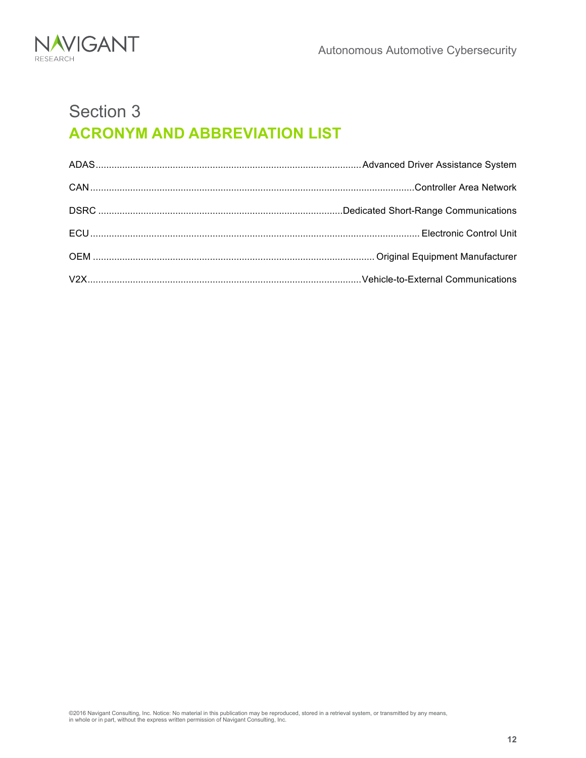# Section 3

## ACRONYM AND ABBREVIATION LIST

ADAS...Advanced Driver Assistance System

CAN...Controller Area Network

DSRC...Dedicated Short-Range Communications

ECU...Electronic Control Unit

OEM...Original Equipment Manufacturer

V2X...Vehicle-to-External Communications

©2016 Navigant Consulting, Inc. Notice: No material in this publication may be reproduced, stored in a retrieval system, or transmitted by any means, in whole or in part, without the express written permission of Navigant Consulting, Inc.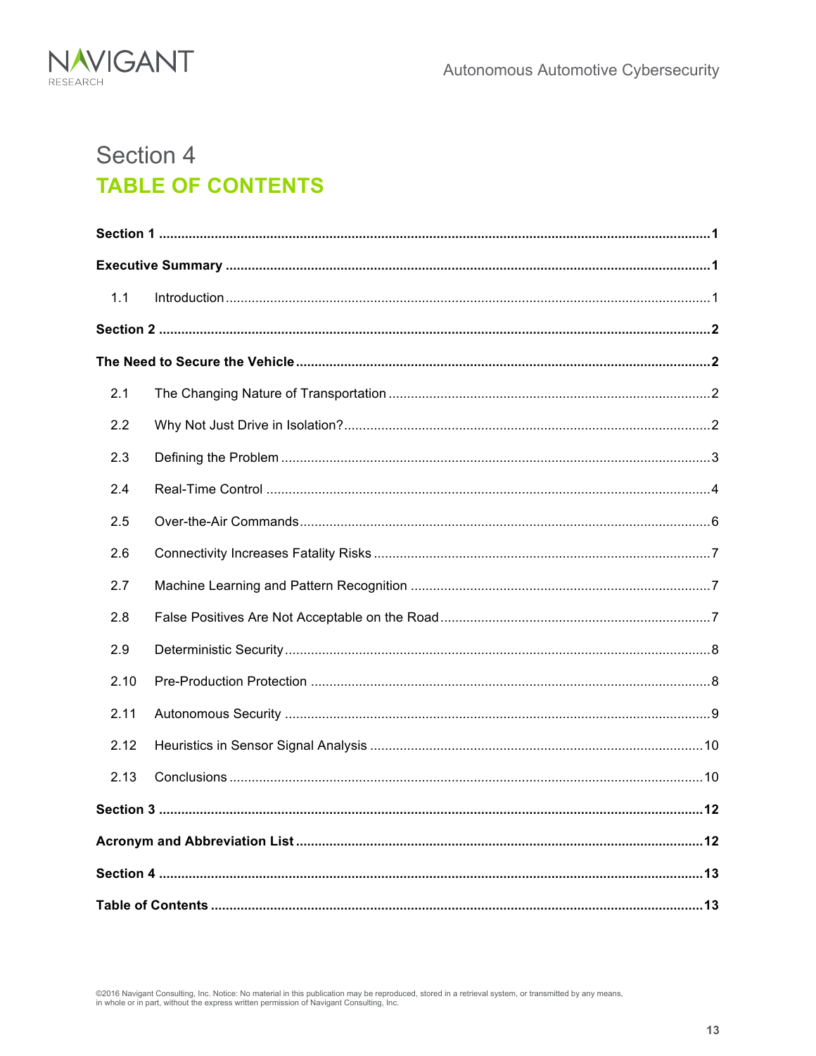# Section 4

# TABLE OF CONTENTS

**Section 1 ................................................................................................................................1**

**Executive Summary ....................................................................................................................1**

1.1 Introduction ..........................................................................................................................1

**Section 2 ................................................................................................................................2**

**The Need to Secure the Vehicle ..................................................................................................2**

2.1 The Changing Nature of Transportation ....................................................................................2

2.2 Why Not Just Drive in Isolation? .............................................................................................2

2.3 Defining the Problem ..............................................................................................................3

2.4 Real-Time Control ..................................................................................................................4

2.5 Over-the-Air Commands ..........................................................................................................6

2.6 Connectivity Increases Fatality Risks ........................................................................................7

2.7 Machine Learning and Pattern Recognition ...............................................................................7

2.8 False Positives Are Not Acceptable on the Road ........................................................................7

2.9 Deterministic Security .............................................................................................................8

2.10 Pre-Production Protection .......................................................................................................8

2.11 Autonomous Security .............................................................................................................9

2.12 Heuristics in Sensor Signal Analysis .......................................................................................10

2.13 Conclusions .........................................................................................................................10

**Section 3 ..............................................................................................................................12**

**Acronym and Abbreviation List ..................................................................................................12**

**Section 4 ..............................................................................................................................13**

**Table of Contents .....................................................................................................................13**

©2016 Navigant Consulting, Inc. Notice: No material in this publication may be reproduced, stored in a retrieval system, or transmitted by any means, in whole or in part, without the express written permission of Navigant Consulting, Inc.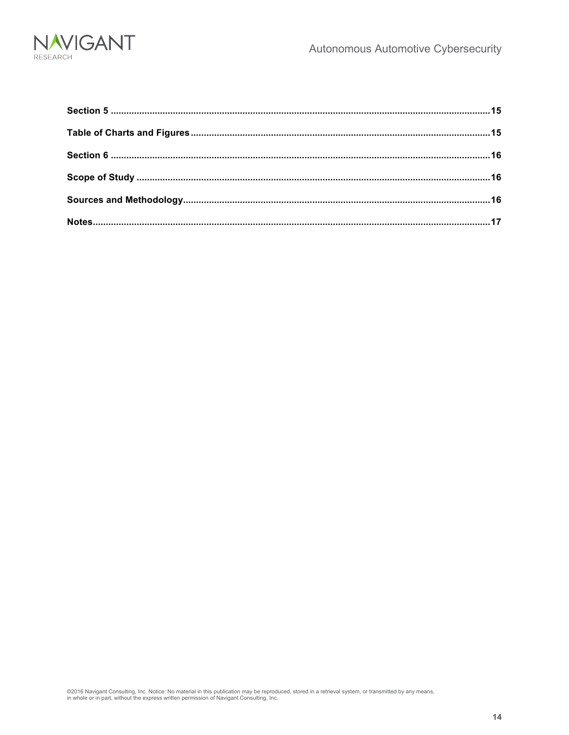**Section 5** ....................................................................................................................................................15

**Table of Charts and Figures** ...............................................................................................................15

**Section 6** ....................................................................................................................................................16

**Scope of Study** .........................................................................................................................................16

**Sources and Methodology** .......................................................................................................................16

**Notes** ..........................................................................................................................................................17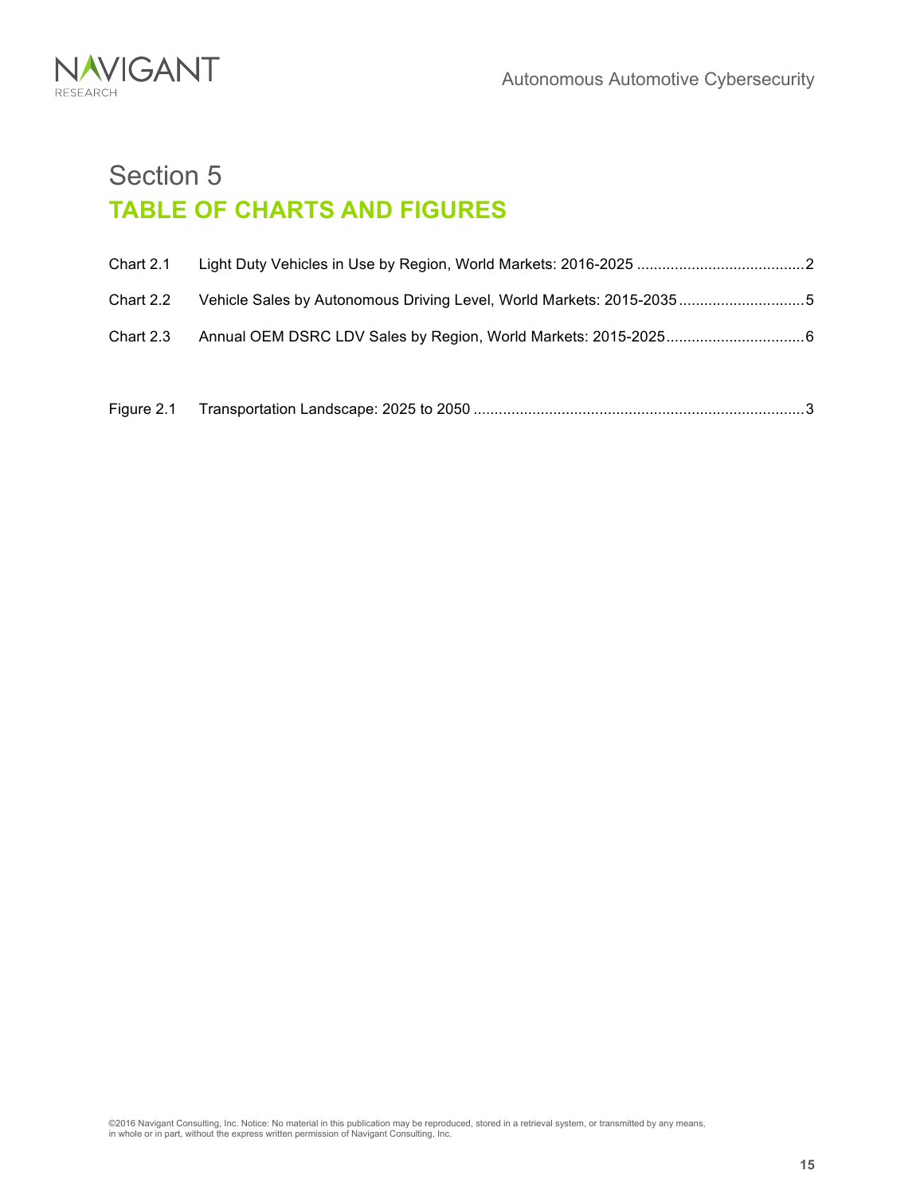# Section 5

## TABLE OF CHARTS AND FIGURES

Chart 2.1 Light Duty Vehicles in Use by Region, World Markets: 2016-2025 ........................................2

Chart 2.2 Vehicle Sales by Autonomous Driving Level, World Markets: 2015-2035 .............................5

Chart 2.3 Annual OEM DSRC LDV Sales by Region, World Markets: 2015-2025................................6

Figure 2.1 Transportation Landscape: 2025 to 2050 ..............................................................................3

©2016 Navigant Consulting, Inc. Notice: No material in this publication may be reproduced, stored in a retrieval system, or transmitted by any means, in whole or in part, without the express written permission of Navigant Consulting, Inc.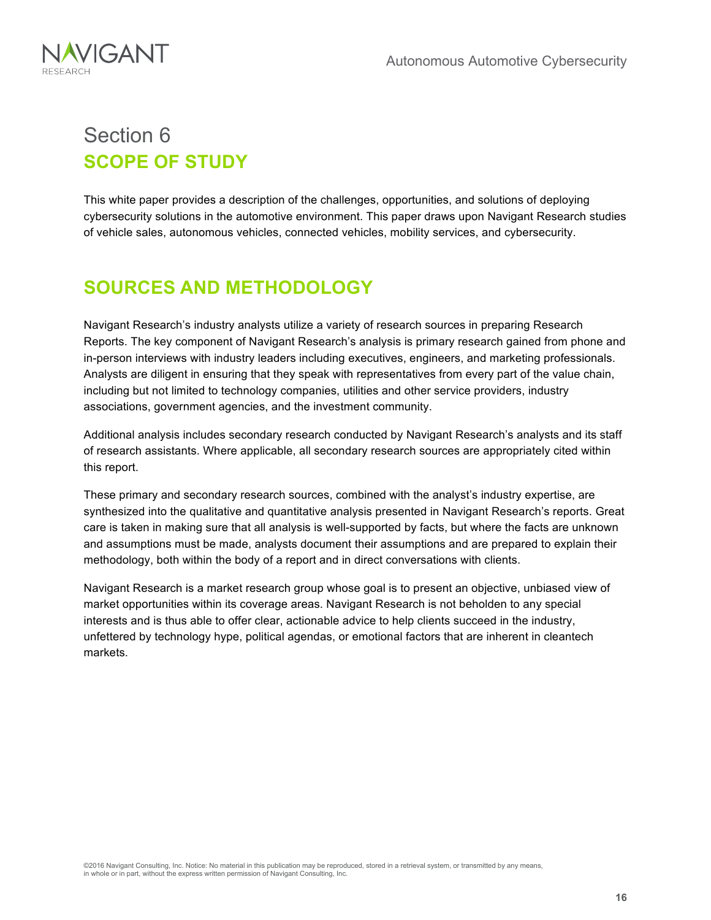# Section 6

## SCOPE OF STUDY

This white paper provides a description of the challenges, opportunities, and solutions of deploying cybersecurity solutions in the automotive environment. This paper draws upon Navigant Research studies of vehicle sales, autonomous vehicles, connected vehicles, mobility services, and cybersecurity.

## SOURCES AND METHODOLOGY

Navigant Research's industry analysts utilize a variety of research sources in preparing Research Reports. The key component of Navigant Research's analysis is primary research gained from phone and in-person interviews with industry leaders including executives, engineers, and marketing professionals. Analysts are diligent in ensuring that they speak with representatives from every part of the value chain, including but not limited to technology companies, utilities and other service providers, industry associations, government agencies, and the investment community.

Additional analysis includes secondary research conducted by Navigant Research's analysts and its staff of research assistants. Where applicable, all secondary research sources are appropriately cited within this report.

These primary and secondary research sources, combined with the analyst's industry expertise, are synthesized into the qualitative and quantitative analysis presented in Navigant Research's reports. Great care is taken in making sure that all analysis is well-supported by facts, but where the facts are unknown and assumptions must be made, analysts document their assumptions and are prepared to explain their methodology, both within the body of a report and in direct conversations with clients.

Navigant Research is a market research group whose goal is to present an objective, unbiased view of market opportunities within its coverage areas. Navigant Research is not beholden to any special interests and is thus able to offer clear, actionable advice to help clients succeed in the industry, unfettered by technology hype, political agendas, or emotional factors that are inherent in cleantech markets.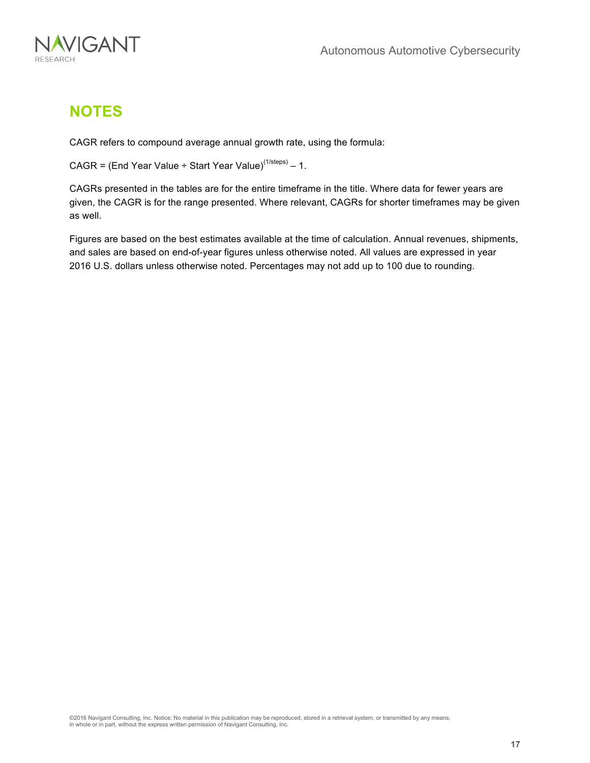## NOTES

CAGR refers to compound average annual growth rate, using the formula:

CAGR = (End Year Value ÷ Start Year Value)$^{(1/\text{steps})}$ – 1.

CAGRs presented in the tables are for the entire timeframe in the title. Where data for fewer years are given, the CAGR is for the range presented. Where relevant, CAGRs for shorter timeframes may be given as well.

Figures are based on the best estimates available at the time of calculation. Annual revenues, shipments, and sales are based on end-of-year figures unless otherwise noted. All values are expressed in year 2016 U.S. dollars unless otherwise noted. Percentages may not add up to 100 due to rounding.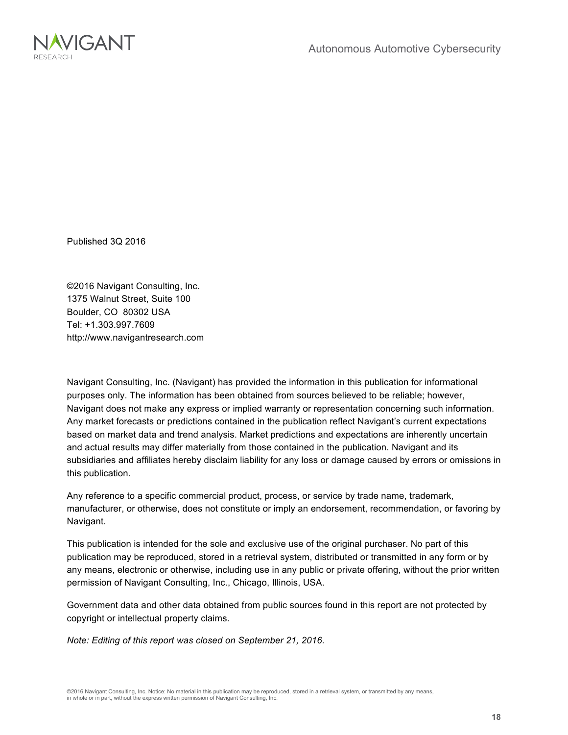Published 3Q 2016

©2016 Navigant Consulting, Inc.
1375 Walnut Street, Suite 100
Boulder, CO 80302 USA
Tel: +1.303.997.7609
http://www.navigantresearch.com

Navigant Consulting, Inc. (Navigant) has provided the information in this publication for informational purposes only. The information has been obtained from sources believed to be reliable; however, Navigant does not make any express or implied warranty or representation concerning such information. Any market forecasts or predictions contained in the publication reflect Navigant's current expectations based on market data and trend analysis. Market predictions and expectations are inherently uncertain and actual results may differ materially from those contained in the publication. Navigant and its subsidiaries and affiliates hereby disclaim liability for any loss or damage caused by errors or omissions in this publication.

Any reference to a specific commercial product, process, or service by trade name, trademark, manufacturer, or otherwise, does not constitute or imply an endorsement, recommendation, or favoring by Navigant.

This publication is intended for the sole and exclusive use of the original purchaser. No part of this publication may be reproduced, stored in a retrieval system, distributed or transmitted in any form or by any means, electronic or otherwise, including use in any public or private offering, without the prior written permission of Navigant Consulting, Inc., Chicago, Illinois, USA.

Government data and other data obtained from public sources found in this report are not protected by copyright or intellectual property claims.

*Note: Editing of this report was closed on September 21, 2016.*